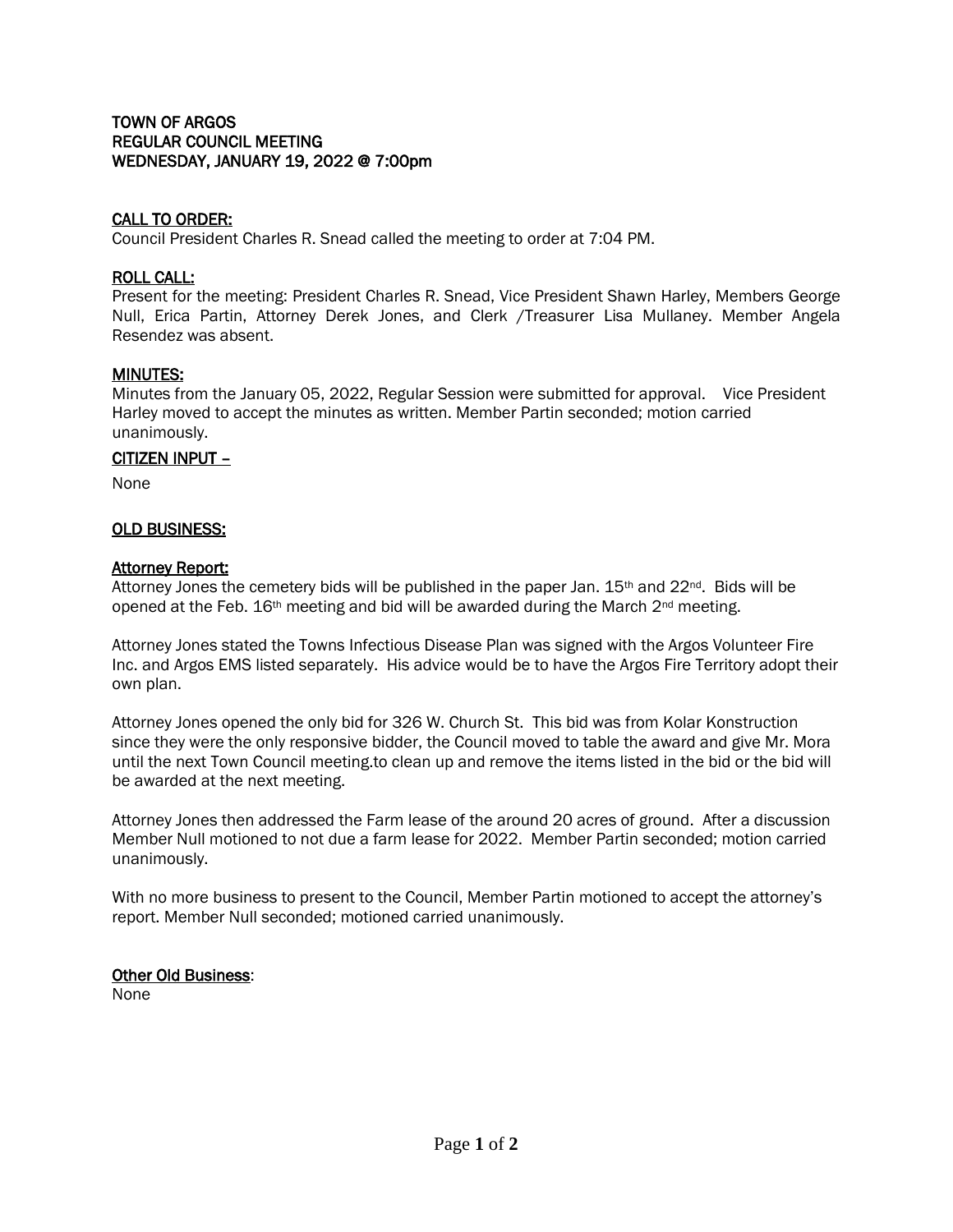**TOWN OF ARGOS**
**REGULAR COUNCIL MEETING**
**WEDNESDAY, JANUARY 19, 2022 @ 7:00pm**

**CALL TO ORDER:**

Council President Charles R. Snead called the meeting to order at 7:04 PM.

**ROLL CALL:**

Present for the meeting: President Charles R. Snead, Vice President Shawn Harley, Members George Null, Erica Partin, Attorney Derek Jones, and Clerk /Treasurer Lisa Mullaney. Member Angela Resendez was absent.

**MINUTES:**

Minutes from the January 05, 2022, Regular Session were submitted for approval. Vice President Harley moved to accept the minutes as written. Member Partin seconded; motion carried unanimously.

**CITIZEN INPUT –**

None

**OLD BUSINESS:**

**Attorney Report:**

Attorney Jones the cemetery bids will be published in the paper Jan. 15th and 22nd. Bids will be opened at the Feb. 16th meeting and bid will be awarded during the March 2nd meeting.

Attorney Jones stated the Towns Infectious Disease Plan was signed with the Argos Volunteer Fire Inc. and Argos EMS listed separately. His advice would be to have the Argos Fire Territory adopt their own plan.

Attorney Jones opened the only bid for 326 W. Church St. This bid was from Kolar Konstruction since they were the only responsive bidder, the Council moved to table the award and give Mr. Mora until the next Town Council meeting.to clean up and remove the items listed in the bid or the bid will be awarded at the next meeting.

Attorney Jones then addressed the Farm lease of the around 20 acres of ground. After a discussion Member Null motioned to not due a farm lease for 2022. Member Partin seconded; motion carried unanimously.

With no more business to present to the Council, Member Partin motioned to accept the attorney's report. Member Null seconded; motioned carried unanimously.

**Other Old Business**:

None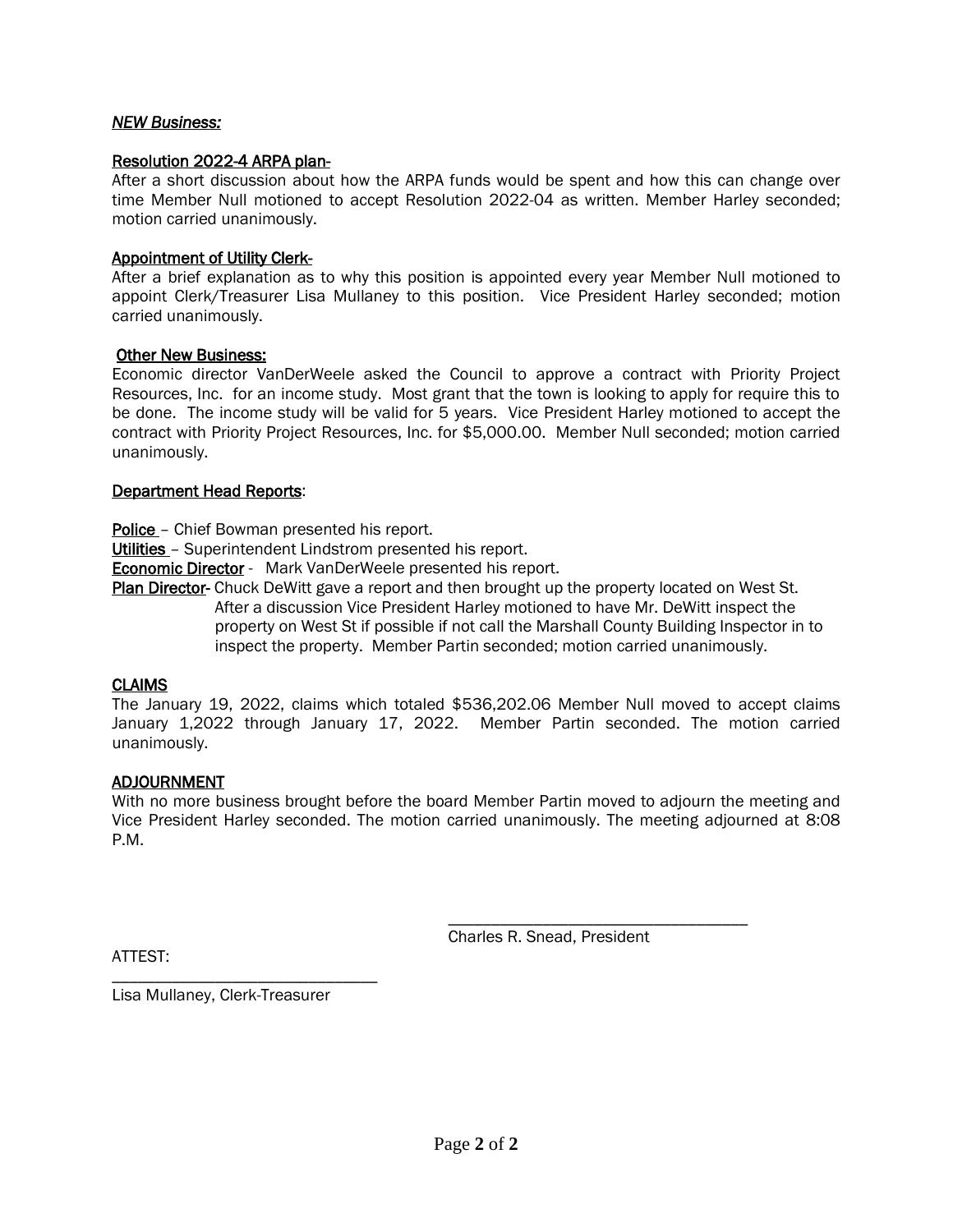***NEW Business:***

**Resolution 2022-4 ARPA plan-**

After a short discussion about how the ARPA funds would be spent and how this can change over time Member Null motioned to accept Resolution 2022-04 as written. Member Harley seconded; motion carried unanimously.

**Appointment of Utility Clerk-**

After a brief explanation as to why this position is appointed every year Member Null motioned to appoint Clerk/Treasurer Lisa Mullaney to this position. Vice President Harley seconded; motion carried unanimously.

**Other New Business:**

Economic director VanDerWeele asked the Council to approve a contract with Priority Project Resources, Inc. for an income study. Most grant that the town is looking to apply for require this to be done. The income study will be valid for 5 years. Vice President Harley motioned to accept the contract with Priority Project Resources, Inc. for $5,000.00. Member Null seconded; motion carried unanimously.

**Department Head Reports**:

**Police** – Chief Bowman presented his report.
**Utilities** – Superintendent Lindstrom presented his report.
**Economic Director** - Mark VanDerWeele presented his report.
**Plan Director**- Chuck DeWitt gave a report and then brought up the property located on West St. After a discussion Vice President Harley motioned to have Mr. DeWitt inspect the property on West St if possible if not call the Marshall County Building Inspector in to inspect the property. Member Partin seconded; motion carried unanimously.

**CLAIMS**

The January 19, 2022, claims which totaled $536,202.06 Member Null moved to accept claims January 1,2022 through January 17, 2022. Member Partin seconded. The motion carried unanimously.

**ADJOURNMENT**

With no more business brought before the board Member Partin moved to adjourn the meeting and Vice President Harley seconded. The motion carried unanimously. The meeting adjourned at 8:08 P.M.

\_\_\_\_\_\_\_\_\_\_\_\_\_\_\_\_\_\_\_\_\_\_\_\_\_\_\_\_\_\_\_\_\_\_
Charles R. Snead, President

ATTEST:

\_\_\_\_\_\_\_\_\_\_\_\_\_\_\_\_\_\_\_\_\_\_\_\_\_\_\_\_\_\_\_\_\_\_
Lisa Mullaney, Clerk-Treasurer